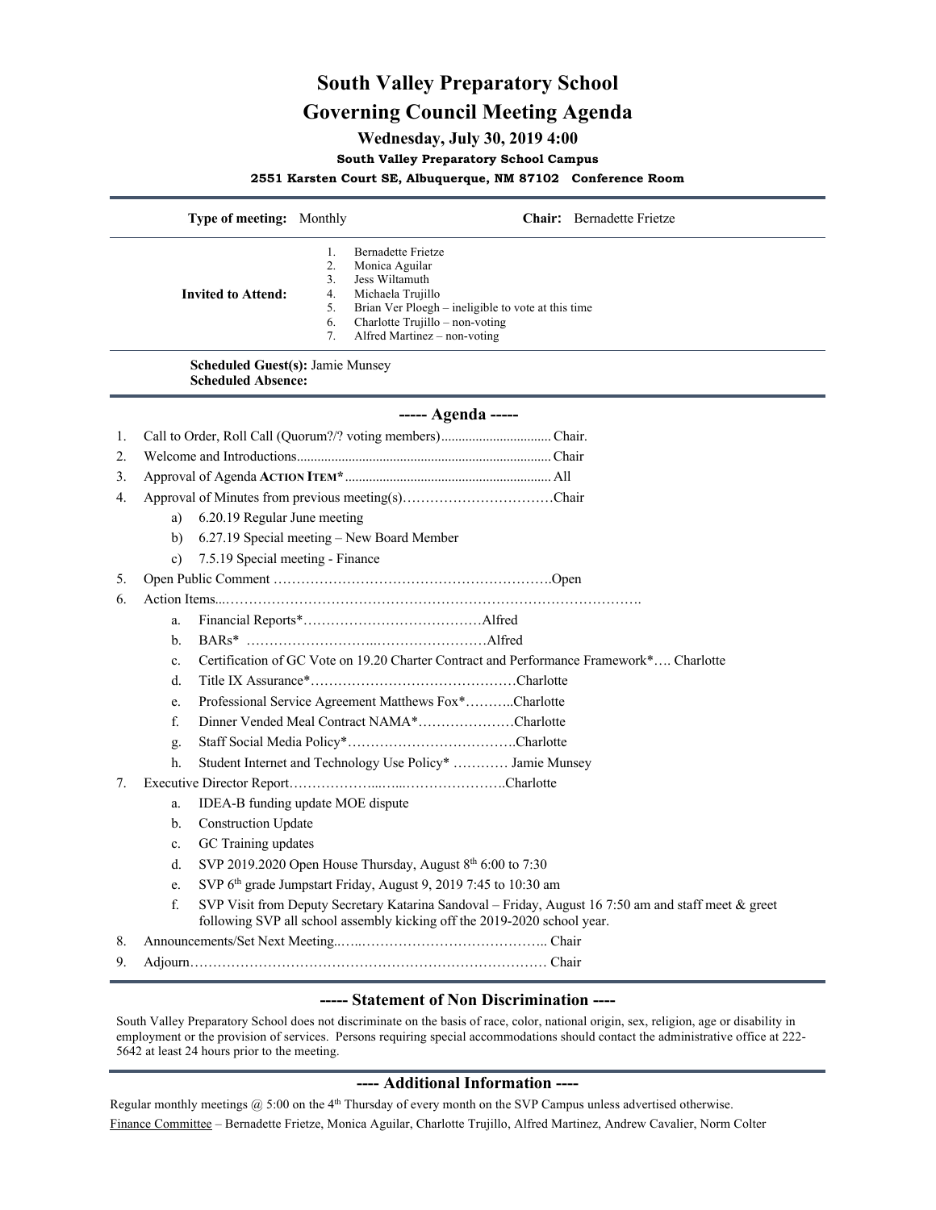# South Valley Preparatory School

# Governing Council Meeting Agenda

### Wednesday, July 30, 2019 4:00

**South Valley Preparatory School Campus**

**2551 Karsten Court SE, Albuquerque, NM 87102 Conference Room**

---

**Type of meeting:** Monthly **Chair:** Bernadette Frietze

**Invited to Attend:**

1. Bernadette Frietze
2. Monica Aguilar
3. Jess Wiltamuth
4. Michaela Trujillo
5. Brian Ver Ploegh – ineligible to vote at this time
6. Charlotte Trujillo – non-voting
7. Alfred Martinez – non-voting

**Scheduled Guest(s):** Jamie Munsey
**Scheduled Absence:**

---

## ----- Agenda -----

1. Call to Order, Roll Call (Quorum?/? voting members)................................ Chair.
2. Welcome and Introductions......................................................................... Chair
3. Approval of Agenda **ACTION ITEM***........................................................... All
4. Approval of Minutes from previous meeting(s)……………………………Chair
   a) 6.20.19 Regular June meeting
   b) 6.27.19 Special meeting – New Board Member
   c) 7.5.19 Special meeting - Finance
5. Open Public Comment …………………………………………………….Open
6. Action Items..……………………………………………………………………………….
   a. Financial Reports*…………………………………Alfred
   b. BARs* ………………………..……………………Alfred
   c. Certification of GC Vote on 19.20 Charter Contract and Performance Framework*…. Charlotte
   d. Title IX Assurance*………………………………………Charlotte
   e. Professional Service Agreement Matthews Fox*………..Charlotte
   f. Dinner Vended Meal Contract NAMA*…………………Charlotte
   g. Staff Social Media Policy*……………………………….Charlotte
   h. Student Internet and Technology Use Policy* ………… Jamie Munsey
7. Executive Director Report………………...…...………………….Charlotte
   a. IDEA-B funding update MOE dispute
   b. Construction Update
   c. GC Training updates
   d. SVP 2019.2020 Open House Thursday, August 8th 6:00 to 7:30
   e. SVP 6th grade Jumpstart Friday, August 9, 2019 7:45 to 10:30 am
   f. SVP Visit from Deputy Secretary Katarina Sandoval – Friday, August 16 7:50 am and staff meet & greet following SVP all school assembly kicking off the 2019-2020 school year.
8. Announcements/Set Next Meeting..…..………………………………….. Chair
9. Adjourn…………………………………………………………………… Chair

---

## ----- Statement of Non Discrimination ----

South Valley Preparatory School does not discriminate on the basis of race, color, national origin, sex, religion, age or disability in employment or the provision of services. Persons requiring special accommodations should contact the administrative office at 222-5642 at least 24 hours prior to the meeting.

---

## ---- Additional Information ----

Regular monthly meetings @ 5:00 on the 4th Thursday of every month on the SVP Campus unless advertised otherwise.

Finance Committee – Bernadette Frietze, Monica Aguilar, Charlotte Trujillo, Alfred Martinez, Andrew Cavalier, Norm Colter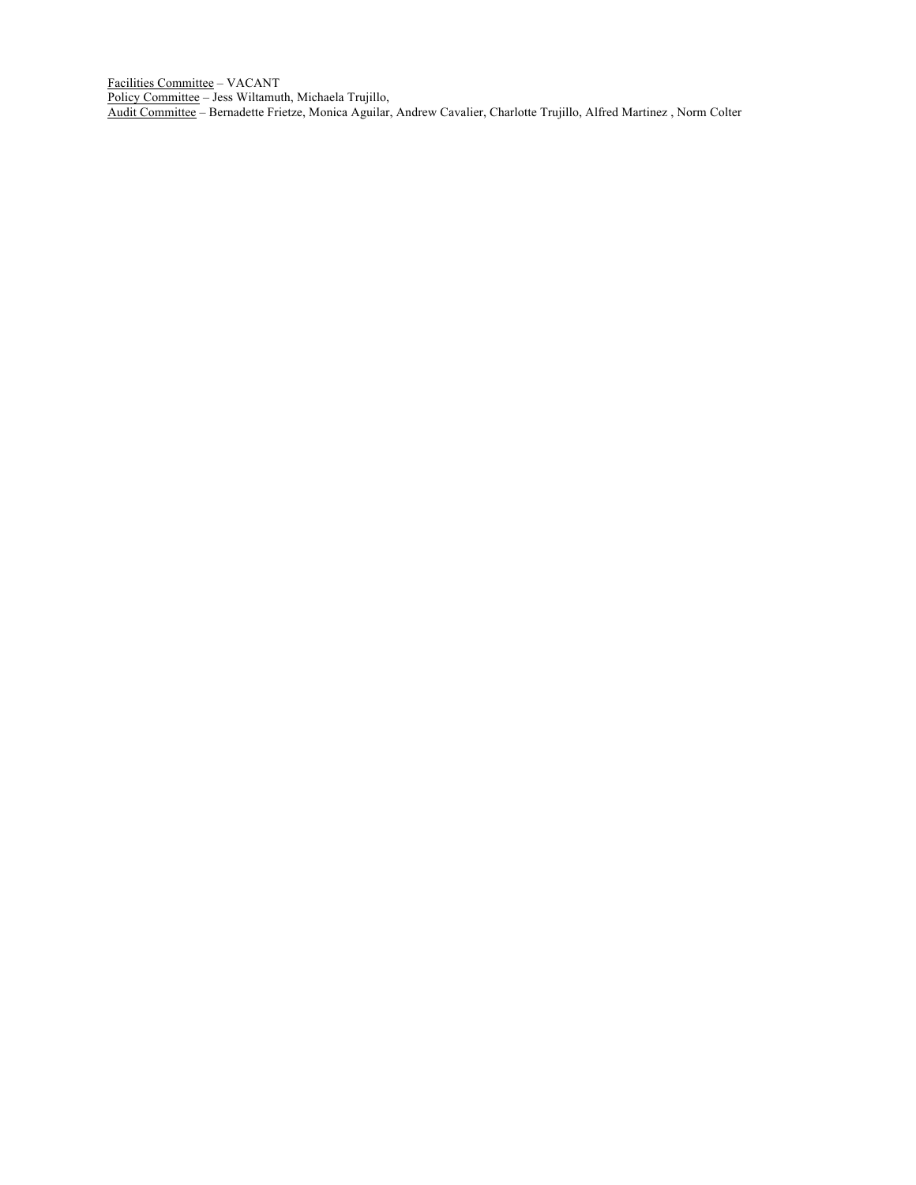<u>Facilities Committee</u> – VACANT  
<u>Policy Committee</u> – Jess Wiltamuth, Michaela Trujillo,  
<u>Audit Committee</u> – Bernadette Frietze, Monica Aguilar, Andrew Cavalier, Charlotte Trujillo, Alfred Martinez , Norm Colter